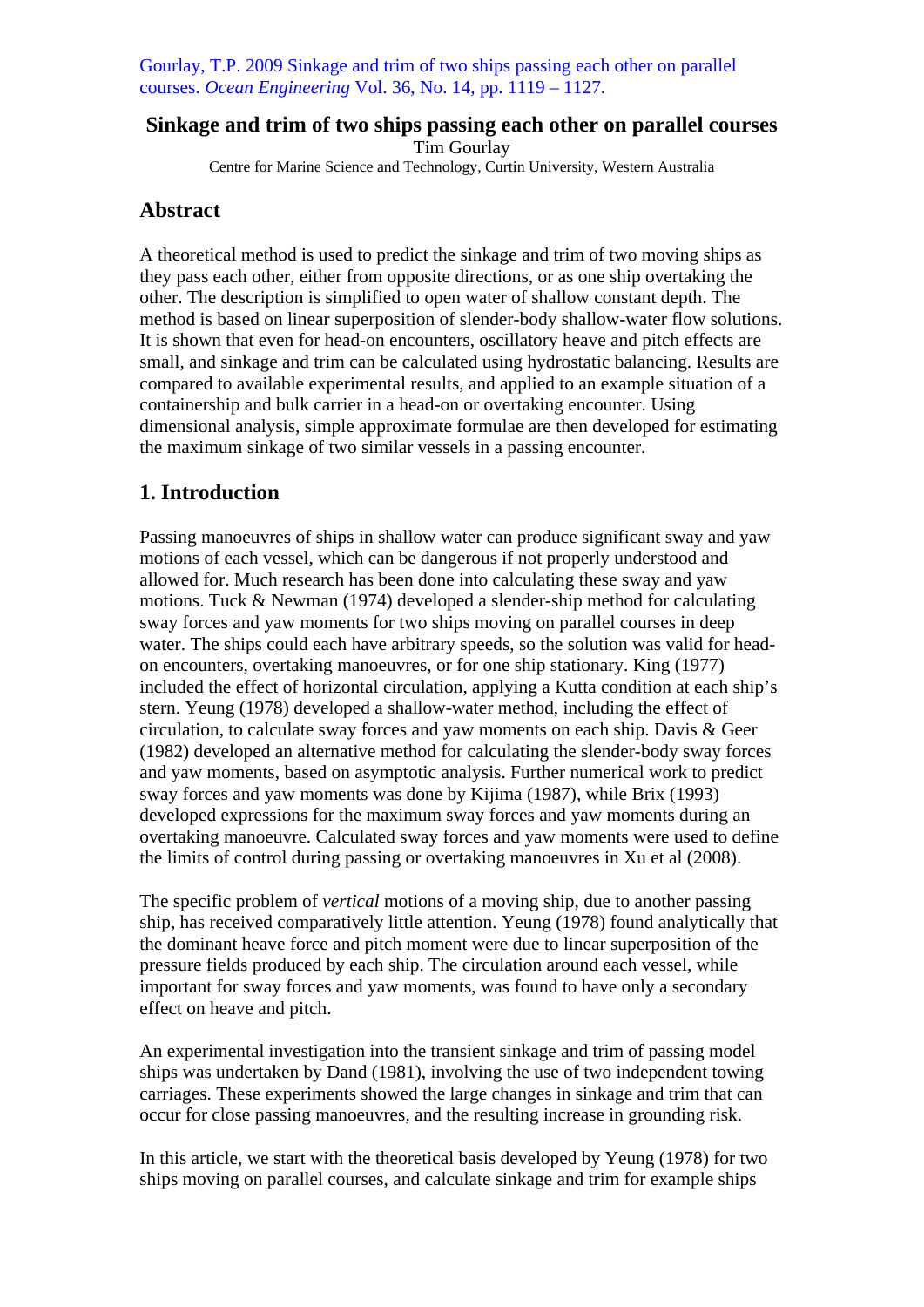Gourlay, T.P. 2009 Sinkage and trim of two ships passing each other on parallel courses. *Ocean Engineering* Vol. 36, No. 14, pp. 1119 – 1127.

# Sinkage and trim of two ships passing each other on parallel courses

Tim Gourlay

Centre for Marine Science and Technology, Curtin University, Western Australia

## Abstract

A theoretical method is used to predict the sinkage and trim of two moving ships as they pass each other, either from opposite directions, or as one ship overtaking the other. The description is simplified to open water of shallow constant depth. The method is based on linear superposition of slender-body shallow-water flow solutions. It is shown that even for head-on encounters, oscillatory heave and pitch effects are small, and sinkage and trim can be calculated using hydrostatic balancing. Results are compared to available experimental results, and applied to an example situation of a containership and bulk carrier in a head-on or overtaking encounter. Using dimensional analysis, simple approximate formulae are then developed for estimating the maximum sinkage of two similar vessels in a passing encounter.

## 1. Introduction

Passing manoeuvres of ships in shallow water can produce significant sway and yaw motions of each vessel, which can be dangerous if not properly understood and allowed for. Much research has been done into calculating these sway and yaw motions. Tuck & Newman (1974) developed a slender-ship method for calculating sway forces and yaw moments for two ships moving on parallel courses in deep water. The ships could each have arbitrary speeds, so the solution was valid for head-on encounters, overtaking manoeuvres, or for one ship stationary. King (1977) included the effect of horizontal circulation, applying a Kutta condition at each ship's stern. Yeung (1978) developed a shallow-water method, including the effect of circulation, to calculate sway forces and yaw moments on each ship. Davis & Geer (1982) developed an alternative method for calculating the slender-body sway forces and yaw moments, based on asymptotic analysis. Further numerical work to predict sway forces and yaw moments was done by Kijima (1987), while Brix (1993) developed expressions for the maximum sway forces and yaw moments during an overtaking manoeuvre. Calculated sway forces and yaw moments were used to define the limits of control during passing or overtaking manoeuvres in Xu et al (2008).

The specific problem of *vertical* motions of a moving ship, due to another passing ship, has received comparatively little attention. Yeung (1978) found analytically that the dominant heave force and pitch moment were due to linear superposition of the pressure fields produced by each ship. The circulation around each vessel, while important for sway forces and yaw moments, was found to have only a secondary effect on heave and pitch.

An experimental investigation into the transient sinkage and trim of passing model ships was undertaken by Dand (1981), involving the use of two independent towing carriages. These experiments showed the large changes in sinkage and trim that can occur for close passing manoeuvres, and the resulting increase in grounding risk.

In this article, we start with the theoretical basis developed by Yeung (1978) for two ships moving on parallel courses, and calculate sinkage and trim for example ships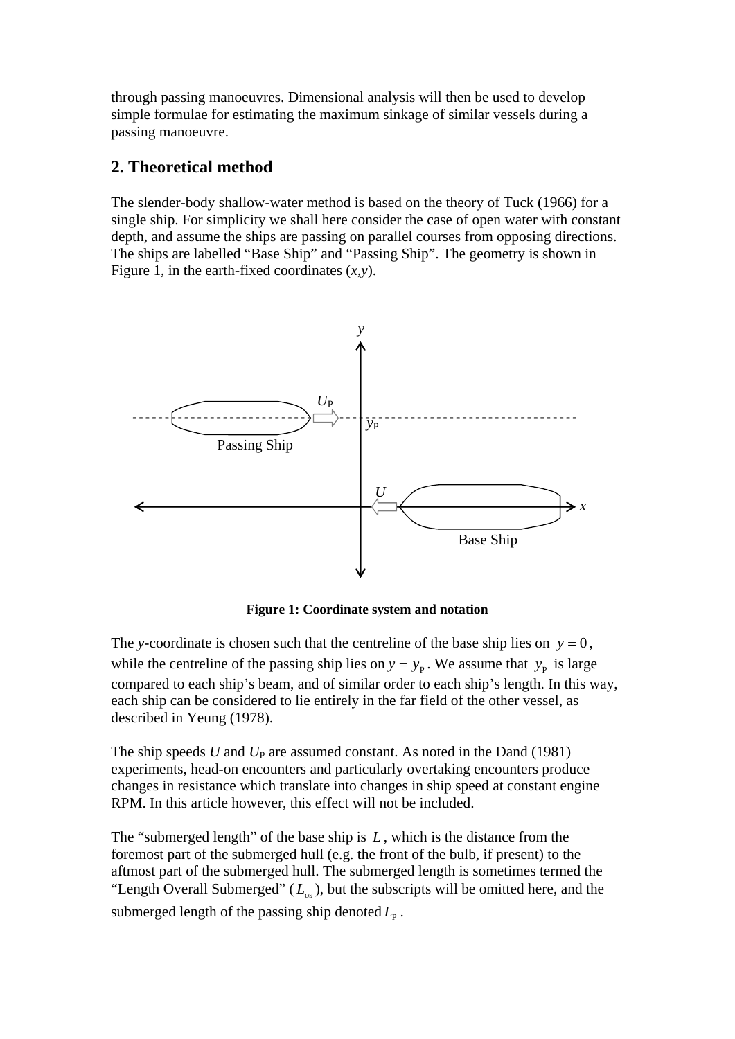through passing manoeuvres. Dimensional analysis will then be used to develop simple formulae for estimating the maximum sinkage of similar vessels during a passing manoeuvre.

## 2. Theoretical method

The slender-body shallow-water method is based on the theory of Tuck (1966) for a single ship. For simplicity we shall here consider the case of open water with constant depth, and assume the ships are passing on parallel courses from opposing directions. The ships are labelled "Base Ship" and "Passing Ship". The geometry is shown in Figure 1, in the earth-fixed coordinates ($x$,$y$).

**Figure 1: Coordinate system and notation**

The $y$-coordinate is chosen such that the centreline of the base ship lies on $y = 0$, while the centreline of the passing ship lies on $y = y_P$. We assume that $y_P$ is large compared to each ship's beam, and of similar order to each ship's length. In this way, each ship can be considered to lie entirely in the far field of the other vessel, as described in Yeung (1978).

The ship speeds $U$ and $U_P$ are assumed constant. As noted in the Dand (1981) experiments, head-on encounters and particularly overtaking encounters produce changes in resistance which translate into changes in ship speed at constant engine RPM. In this article however, this effect will not be included.

The "submerged length" of the base ship is $L$, which is the distance from the foremost part of the submerged hull (e.g. the front of the bulb, if present) to the aftmost part of the submerged hull. The submerged length is sometimes termed the "Length Overall Submerged" ($L_{os}$), but the subscripts will be omitted here, and the submerged length of the passing ship denoted $L_P$.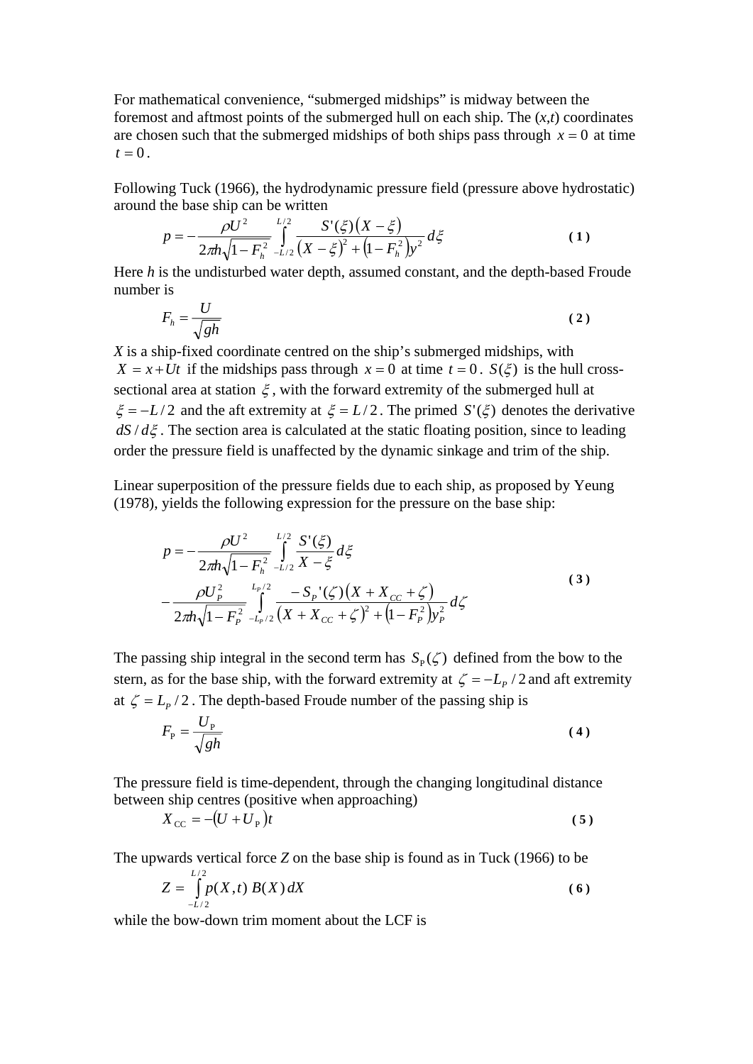For mathematical convenience, “submerged midships” is midway between the foremost and aftmost points of the submerged hull on each ship. The $(x,t)$ coordinates are chosen such that the submerged midships of both ships pass through $x = 0$ at time $t = 0$.

Following Tuck (1966), the hydrodynamic pressure field (pressure above hydrostatic) around the base ship can be written

$$p = -\frac{\rho U^2}{2\pi h\sqrt{1-F_h^2}} \int_{-L/2}^{L/2} \frac{S'(\xi)\left(X-\xi\right)}{\left(X-\xi\right)^2 + \left(1-F_h^2\right)y^2} d\xi \tag{1}$$

Here $h$ is the undisturbed water depth, assumed constant, and the depth-based Froude number is

$$F_h = \frac{U}{\sqrt{gh}} \tag{2}$$

$X$ is a ship-fixed coordinate centred on the ship’s submerged midships, with $X = x + Ut$ if the midships pass through $x = 0$ at time $t = 0$. $S(\xi)$ is the hull cross-sectional area at station $\xi$, with the forward extremity of the submerged hull at $\xi = -L/2$ and the aft extremity at $\xi = L/2$. The primed $S'(\xi)$ denotes the derivative $dS/d\xi$. The section area is calculated at the static floating position, since to leading order the pressure field is unaffected by the dynamic sinkage and trim of the ship.

Linear superposition of the pressure fields due to each ship, as proposed by Yeung (1978), yields the following expression for the pressure on the base ship:

$$\begin{aligned} p = &-\frac{\rho U^2}{2\pi h\sqrt{1-F_h^2}} \int_{-L/2}^{L/2} \frac{S'(\xi)}{X-\xi} d\xi \\ &-\frac{\rho U_P^2}{2\pi h\sqrt{1-F_P^2}} \int_{-L_P/2}^{L_P/2} \frac{-S_P'(\zeta)\left(X+X_{CC}+\zeta\right)}{\left(X+X_{CC}+\zeta\right)^2 + \left(1-F_P^2\right)y_P^2} d\zeta \end{aligned} \tag{3}$$

The passing ship integral in the second term has $S_P(\zeta)$ defined from the bow to the stern, as for the base ship, with the forward extremity at $\zeta = -L_P/2$ and aft extremity at $\zeta = L_P/2$. The depth-based Froude number of the passing ship is

$$F_P = \frac{U_P}{\sqrt{gh}} \tag{4}$$

The pressure field is time-dependent, through the changing longitudinal distance between ship centres (positive when approaching)

$$X_{CC} = -\left(U + U_P\right)t \tag{5}$$

The upwards vertical force $Z$ on the base ship is found as in Tuck (1966) to be

$$Z = \int_{-L/2}^{L/2} p(X,t)\, B(X)\, dX \tag{6}$$

while the bow-down trim moment about the LCF is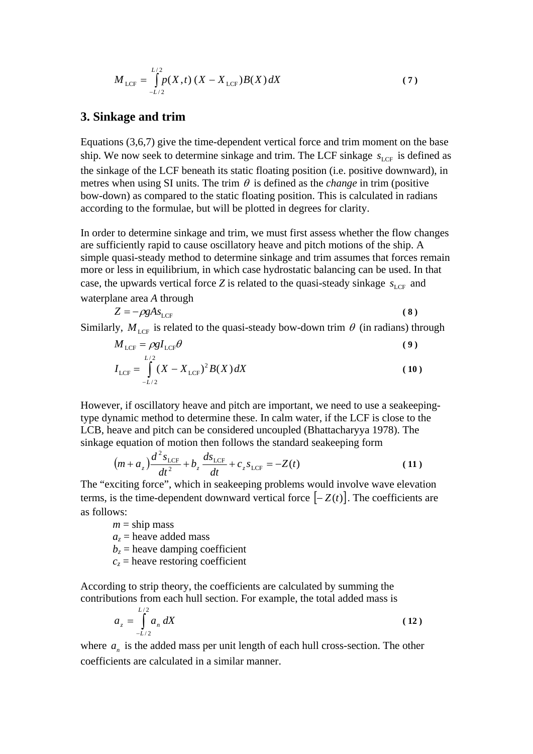$$M_{\mathrm{LCF}} = \int_{-L/2}^{L/2} p(X,t)\,(X - X_{\mathrm{LCF}})B(X)\,dX \tag{7}$$

## 3. Sinkage and trim

Equations (3,6,7) give the time-dependent vertical force and trim moment on the base ship. We now seek to determine sinkage and trim. The LCF sinkage $s_{\mathrm{LCF}}$ is defined as the sinkage of the LCF beneath its static floating position (i.e. positive downward), in metres when using SI units. The trim $\theta$ is defined as the *change* in trim (positive bow-down) as compared to the static floating position. This is calculated in radians according to the formulae, but will be plotted in degrees for clarity.

In order to determine sinkage and trim, we must first assess whether the flow changes are sufficiently rapid to cause oscillatory heave and pitch motions of the ship. A simple quasi-steady method to determine sinkage and trim assumes that forces remain more or less in equilibrium, in which case hydrostatic balancing can be used. In that case, the upwards vertical force *Z* is related to the quasi-steady sinkage $s_{\mathrm{LCF}}$ and waterplane area *A* through

$$Z = -\rho g A s_{\mathrm{LCF}} \tag{8}$$

Similarly, $M_{\mathrm{LCF}}$ is related to the quasi-steady bow-down trim $\theta$ (in radians) through

$$M_{\mathrm{LCF}} = \rho g I_{\mathrm{LCF}} \theta \tag{9}$$

$$I_{\mathrm{LCF}} = \int_{-L/2}^{L/2} (X - X_{\mathrm{LCF}})^2 B(X)\,dX \tag{10}$$

However, if oscillatory heave and pitch are important, we need to use a seakeeping-type dynamic method to determine these. In calm water, if the LCF is close to the LCB, heave and pitch can be considered uncoupled (Bhattacharyya 1978). The sinkage equation of motion then follows the standard seakeeping form

$$(m + a_z)\frac{d^2 s_{\mathrm{LCF}}}{dt^2} + b_z\,\frac{ds_{\mathrm{LCF}}}{dt} + c_z s_{\mathrm{LCF}} = -Z(t) \tag{11}$$

The "exciting force", which in seakeeping problems would involve wave elevation terms, is the time-dependent downward vertical force $[-Z(t)]$. The coefficients are as follows:

- *m* = ship mass
- $a_z$ = heave added mass
- $b_z$ = heave damping coefficient
- $c_z$ = heave restoring coefficient

According to strip theory, the coefficients are calculated by summing the contributions from each hull section. For example, the total added mass is

$$a_z = \int_{-L/2}^{L/2} a_n\,dX \tag{12}$$

where $a_n$ is the added mass per unit length of each hull cross-section. The other coefficients are calculated in a similar manner.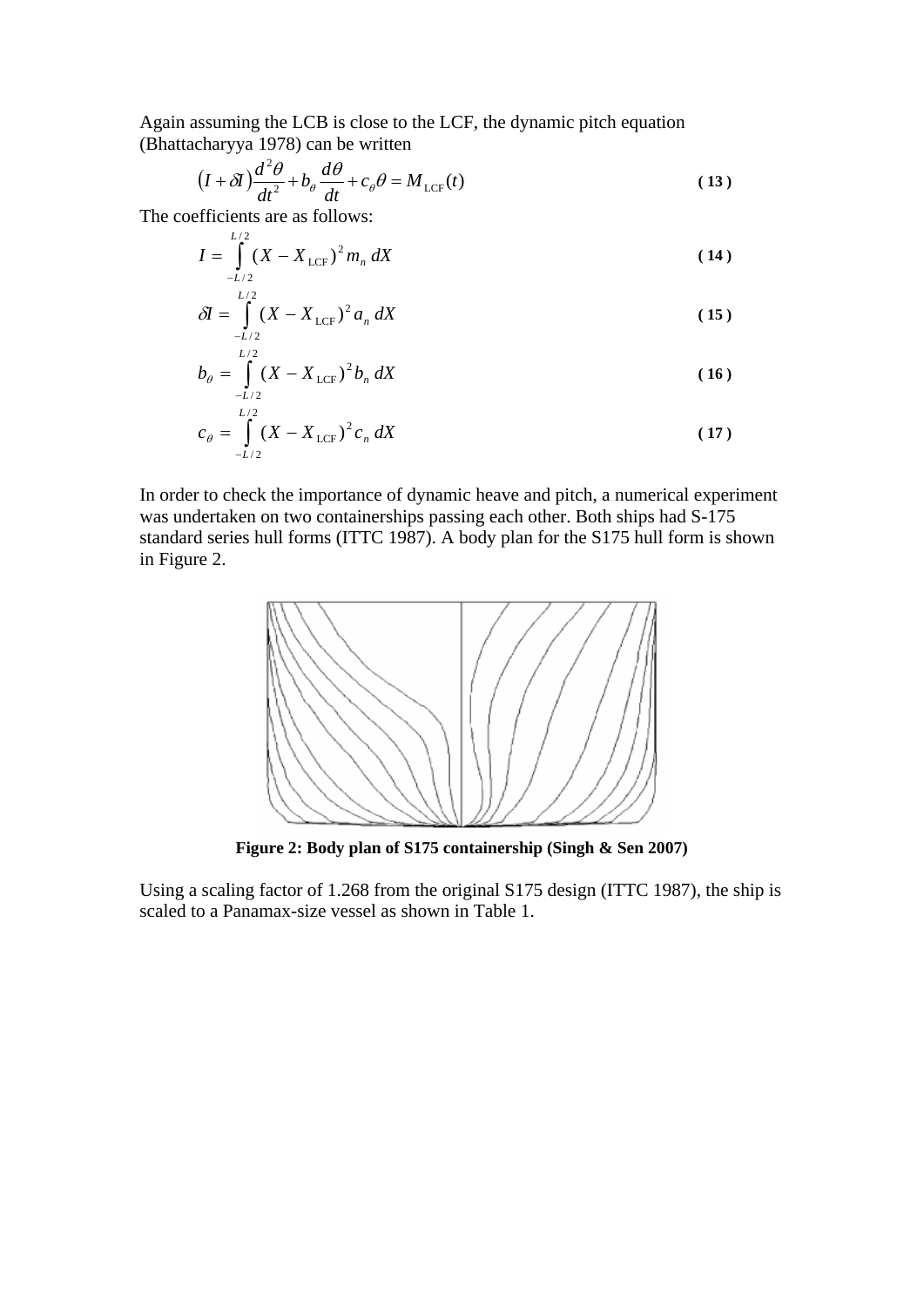Again assuming the LCB is close to the LCF, the dynamic pitch equation (Bhattacharyya 1978) can be written

$$\left(I + \delta I\right)\frac{d^2\theta}{dt^2} + b_\theta \frac{d\theta}{dt} + c_\theta \theta = M_{\mathrm{LCF}}(t) \tag{13}$$

The coefficients are as follows:

$$I = \int_{-L/2}^{L/2} (X - X_{\mathrm{LCF}})^2 \, m_n \, dX \tag{14}$$

$$\delta I = \int_{-L/2}^{L/2} (X - X_{\mathrm{LCF}})^2 \, a_n \, dX \tag{15}$$

$$b_\theta = \int_{-L/2}^{L/2} (X - X_{\mathrm{LCF}})^2 \, b_n \, dX \tag{16}$$

$$c_\theta = \int_{-L/2}^{L/2} (X - X_{\mathrm{LCF}})^2 \, c_n \, dX \tag{17}$$

In order to check the importance of dynamic heave and pitch, a numerical experiment was undertaken on two containerships passing each other. Both ships had S-175 standard series hull forms (ITTC 1987). A body plan for the S175 hull form is shown in Figure 2.

**Figure 2: Body plan of S175 containership (Singh & Sen 2007)**

Using a scaling factor of 1.268 from the original S175 design (ITTC 1987), the ship is scaled to a Panamax-size vessel as shown in Table 1.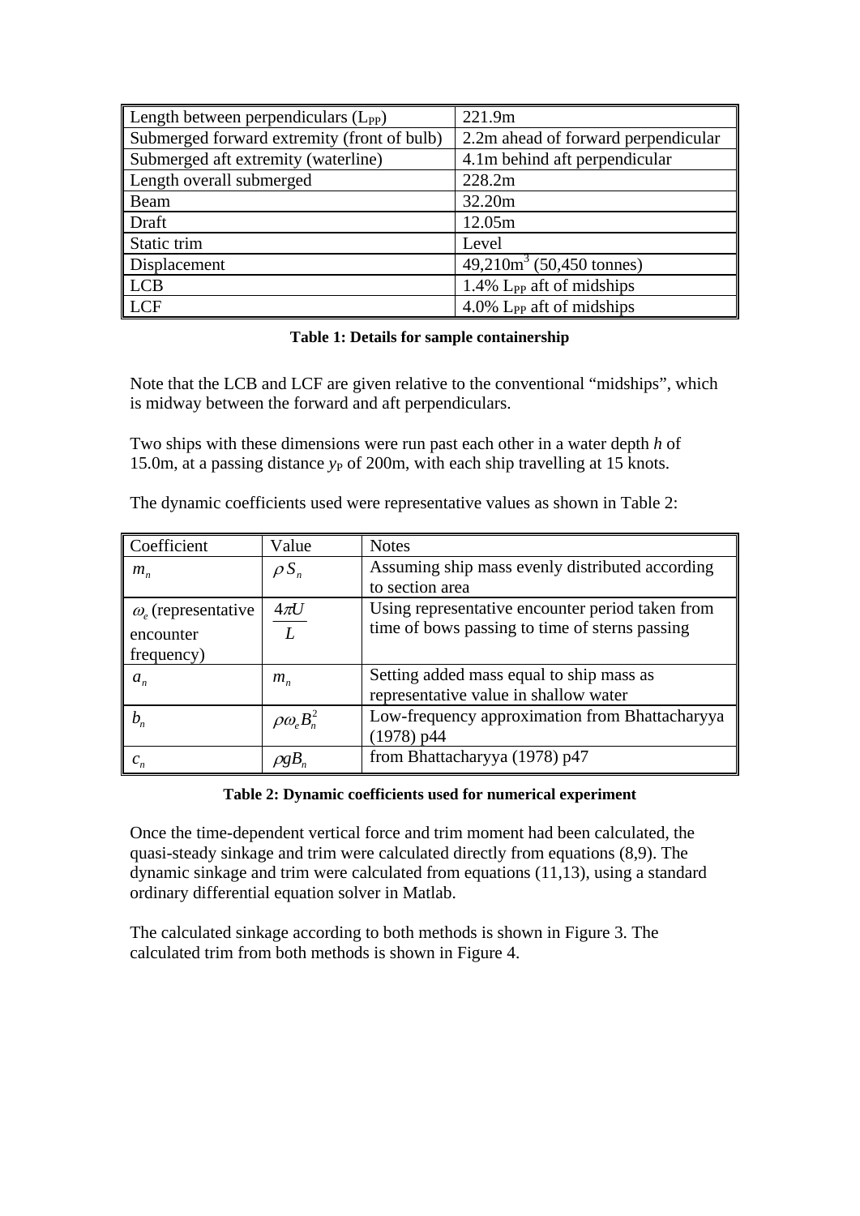| Length between perpendiculars ($L_{PP}$) | 221.9m |
|---|---|
| Submerged forward extremity (front of bulb) | 2.2m ahead of forward perpendicular |
| Submerged aft extremity (waterline) | 4.1m behind aft perpendicular |
| Length overall submerged | 228.2m |
| Beam | 32.20m |
| Draft | 12.05m |
| Static trim | Level |
| Displacement | 49,210m$^3$ (50,450 tonnes) |
| LCB | 1.4% $L_{PP}$ aft of midships |
| LCF | 4.0% $L_{PP}$ aft of midships |

**Table 1: Details for sample containership**

Note that the LCB and LCF are given relative to the conventional "midships", which is midway between the forward and aft perpendiculars.

Two ships with these dimensions were run past each other in a water depth *h* of 15.0m, at a passing distance $y_P$ of 200m, with each ship travelling at 15 knots.

The dynamic coefficients used were representative values as shown in Table 2:

| Coefficient | Value | Notes |
|---|---|---|
| $m_n$ | $\rho S_n$ | Assuming ship mass evenly distributed according to section area |
| $\omega_e$ (representative encounter frequency) | $\frac{4\pi U}{L}$ | Using representative encounter period taken from time of bows passing to time of sterns passing |
| $a_n$ | $m_n$ | Setting added mass equal to ship mass as representative value in shallow water |
| $b_n$ | $\rho\omega_e B_n^2$ | Low-frequency approximation from Bhattacharyya (1978) p44 |
| $c_n$ | $\rho g B_n$ | from Bhattacharyya (1978) p47 |

**Table 2: Dynamic coefficients used for numerical experiment**

Once the time-dependent vertical force and trim moment had been calculated, the quasi-steady sinkage and trim were calculated directly from equations (8,9). The dynamic sinkage and trim were calculated from equations (11,13), using a standard ordinary differential equation solver in Matlab.

The calculated sinkage according to both methods is shown in Figure 3. The calculated trim from both methods is shown in Figure 4.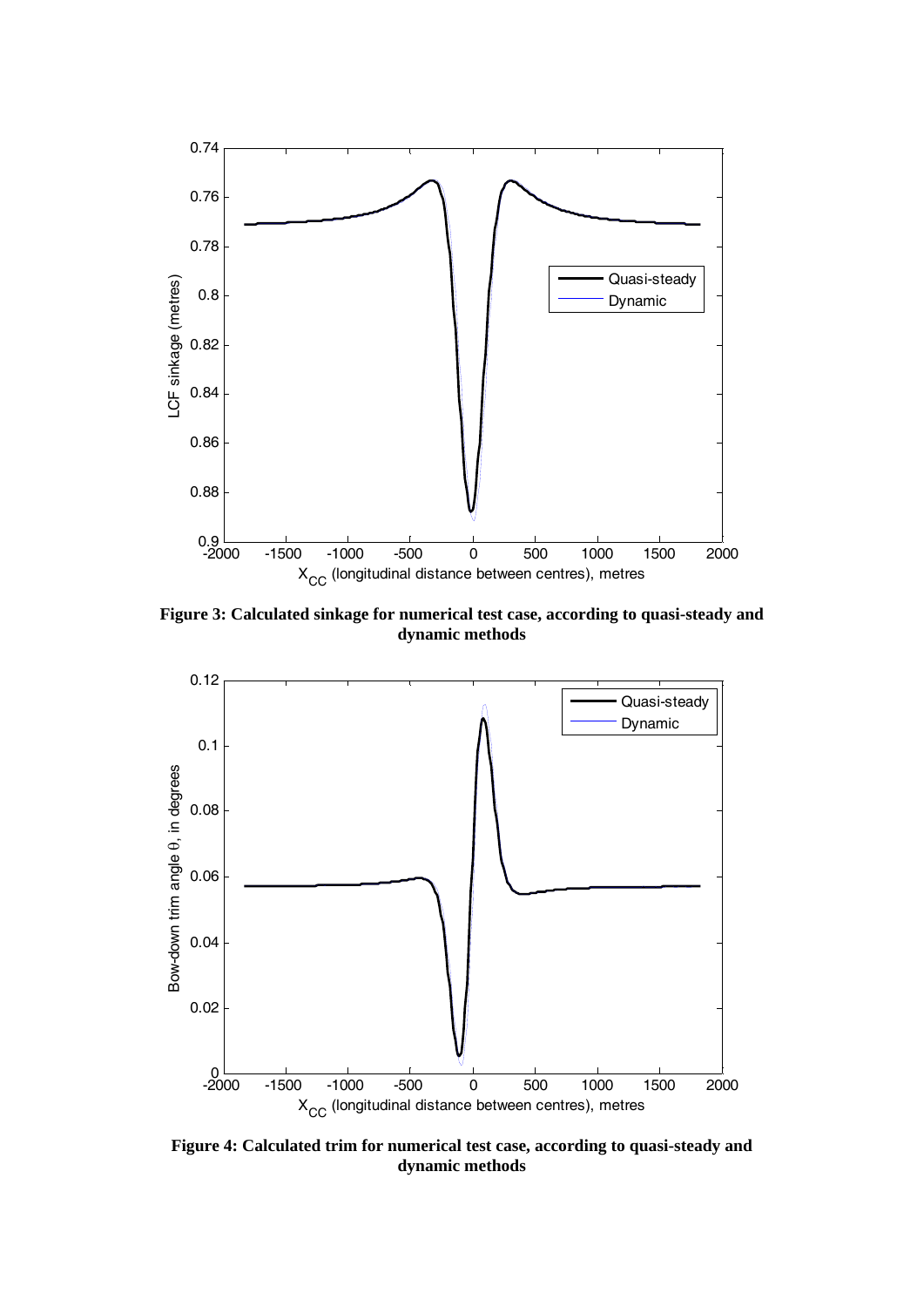**Figure 3: Calculated sinkage for numerical test case, according to quasi-steady and dynamic methods**

**Figure 4: Calculated trim for numerical test case, according to quasi-steady and dynamic methods**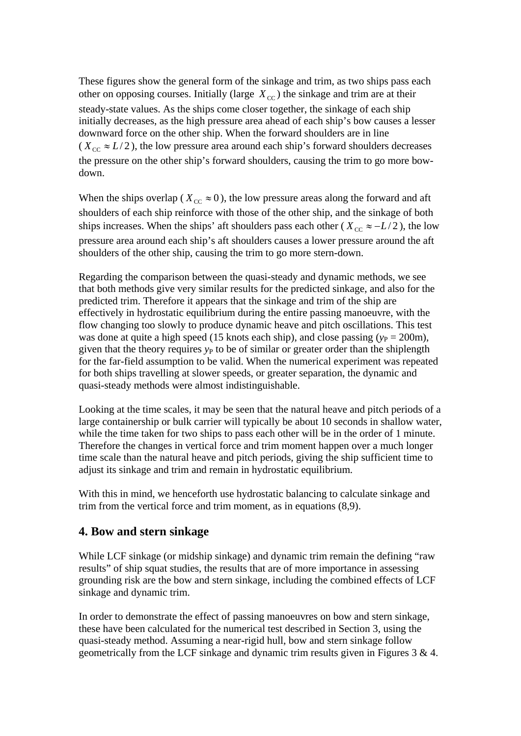These figures show the general form of the sinkage and trim, as two ships pass each other on opposing courses. Initially (large $X_{\mathrm{CC}}$) the sinkage and trim are at their steady-state values. As the ships come closer together, the sinkage of each ship initially decreases, as the high pressure area ahead of each ship's bow causes a lesser downward force on the other ship. When the forward shoulders are in line ($X_{\mathrm{CC}} \approx L/2$), the low pressure area around each ship's forward shoulders decreases the pressure on the other ship's forward shoulders, causing the trim to go more bow-down.

When the ships overlap ($X_{\mathrm{CC}} \approx 0$), the low pressure areas along the forward and aft shoulders of each ship reinforce with those of the other ship, and the sinkage of both ships increases. When the ships' aft shoulders pass each other ($X_{\mathrm{CC}} \approx -L/2$), the low pressure area around each ship's aft shoulders causes a lower pressure around the aft shoulders of the other ship, causing the trim to go more stern-down.

Regarding the comparison between the quasi-steady and dynamic methods, we see that both methods give very similar results for the predicted sinkage, and also for the predicted trim. Therefore it appears that the sinkage and trim of the ship are effectively in hydrostatic equilibrium during the entire passing manoeuvre, with the flow changing too slowly to produce dynamic heave and pitch oscillations. This test was done at quite a high speed (15 knots each ship), and close passing ($y_{\mathrm{P}}$ = 200m), given that the theory requires $y_{\mathrm{P}}$ to be of similar or greater order than the shiplength for the far-field assumption to be valid. When the numerical experiment was repeated for both ships travelling at slower speeds, or greater separation, the dynamic and quasi-steady methods were almost indistinguishable.

Looking at the time scales, it may be seen that the natural heave and pitch periods of a large containership or bulk carrier will typically be about 10 seconds in shallow water, while the time taken for two ships to pass each other will be in the order of 1 minute. Therefore the changes in vertical force and trim moment happen over a much longer time scale than the natural heave and pitch periods, giving the ship sufficient time to adjust its sinkage and trim and remain in hydrostatic equilibrium.

With this in mind, we henceforth use hydrostatic balancing to calculate sinkage and trim from the vertical force and trim moment, as in equations (8,9).

## 4. Bow and stern sinkage

While LCF sinkage (or midship sinkage) and dynamic trim remain the defining "raw results" of ship squat studies, the results that are of more importance in assessing grounding risk are the bow and stern sinkage, including the combined effects of LCF sinkage and dynamic trim.

In order to demonstrate the effect of passing manoeuvres on bow and stern sinkage, these have been calculated for the numerical test described in Section 3, using the quasi-steady method. Assuming a near-rigid hull, bow and stern sinkage follow geometrically from the LCF sinkage and dynamic trim results given in Figures 3 & 4.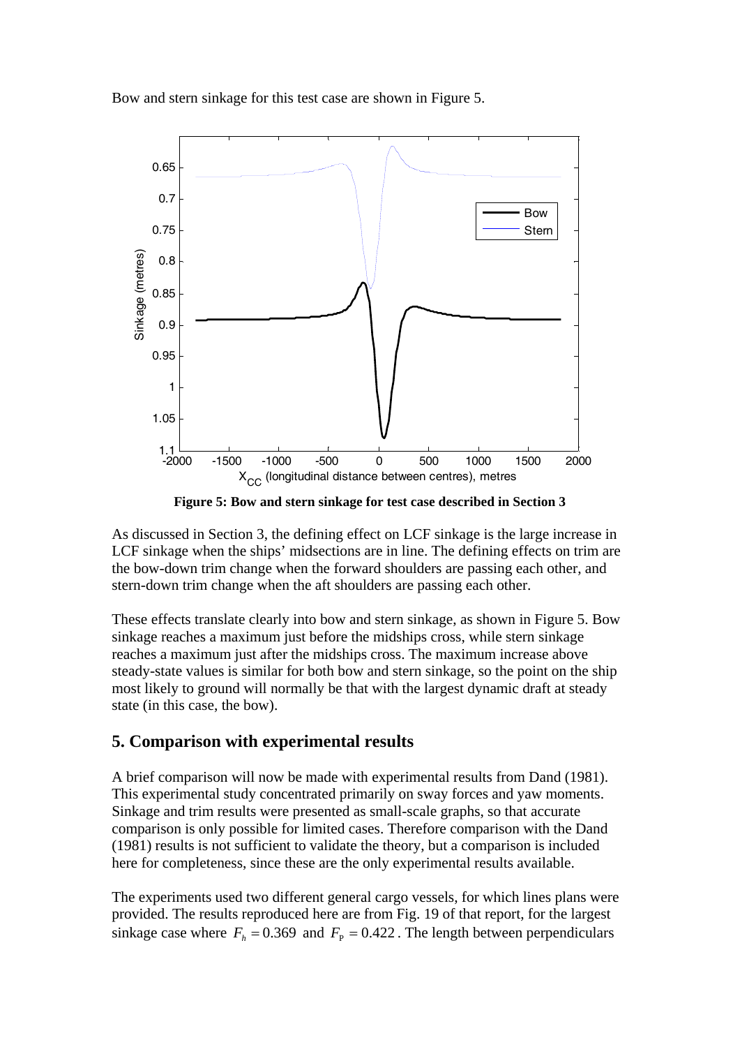Bow and stern sinkage for this test case are shown in Figure 5.

**Figure 5: Bow and stern sinkage for test case described in Section 3**

As discussed in Section 3, the defining effect on LCF sinkage is the large increase in LCF sinkage when the ships' midsections are in line. The defining effects on trim are the bow-down trim change when the forward shoulders are passing each other, and stern-down trim change when the aft shoulders are passing each other.

These effects translate clearly into bow and stern sinkage, as shown in Figure 5. Bow sinkage reaches a maximum just before the midships cross, while stern sinkage reaches a maximum just after the midships cross. The maximum increase above steady-state values is similar for both bow and stern sinkage, so the point on the ship most likely to ground will normally be that with the largest dynamic draft at steady state (in this case, the bow).

## 5. Comparison with experimental results

A brief comparison will now be made with experimental results from Dand (1981). This experimental study concentrated primarily on sway forces and yaw moments. Sinkage and trim results were presented as small-scale graphs, so that accurate comparison is only possible for limited cases. Therefore comparison with the Dand (1981) results is not sufficient to validate the theory, but a comparison is included here for completeness, since these are the only experimental results available.

The experiments used two different general cargo vessels, for which lines plans were provided. The results reproduced here are from Fig. 19 of that report, for the largest sinkage case where $F_h = 0.369$ and $F_P = 0.422$. The length between perpendiculars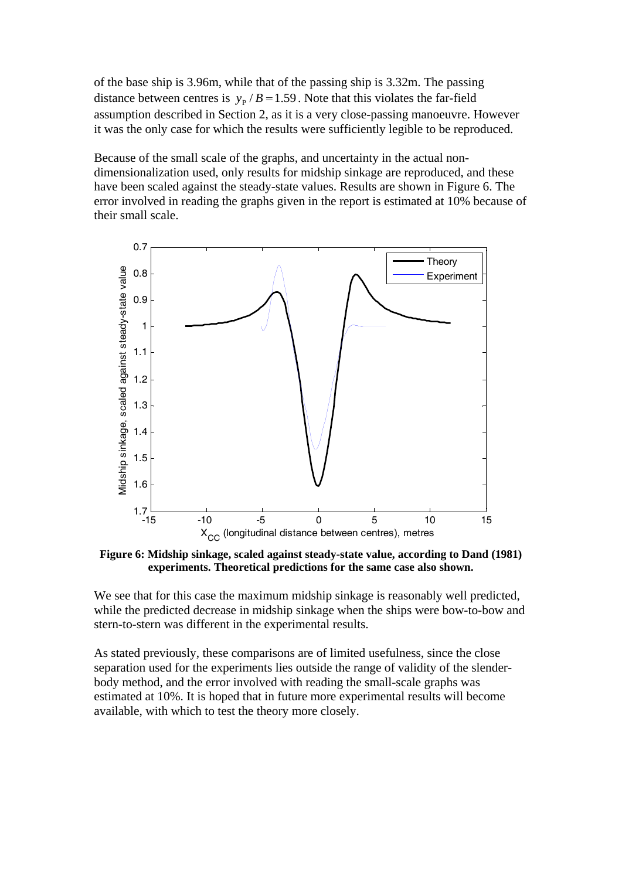of the base ship is 3.96m, while that of the passing ship is 3.32m. The passing distance between centres is $y_P / B = 1.59$. Note that this violates the far-field assumption described in Section 2, as it is a very close-passing manoeuvre. However it was the only case for which the results were sufficiently legible to be reproduced.

Because of the small scale of the graphs, and uncertainty in the actual non-dimensionalization used, only results for midship sinkage are reproduced, and these have been scaled against the steady-state values. Results are shown in Figure 6. The error involved in reading the graphs given in the report is estimated at 10% because of their small scale.

**Figure 6: Midship sinkage, scaled against steady-state value, according to Dand (1981) experiments. Theoretical predictions for the same case also shown.**

We see that for this case the maximum midship sinkage is reasonably well predicted, while the predicted decrease in midship sinkage when the ships were bow-to-bow and stern-to-stern was different in the experimental results.

As stated previously, these comparisons are of limited usefulness, since the close separation used for the experiments lies outside the range of validity of the slender-body method, and the error involved with reading the small-scale graphs was estimated at 10%. It is hoped that in future more experimental results will become available, with which to test the theory more closely.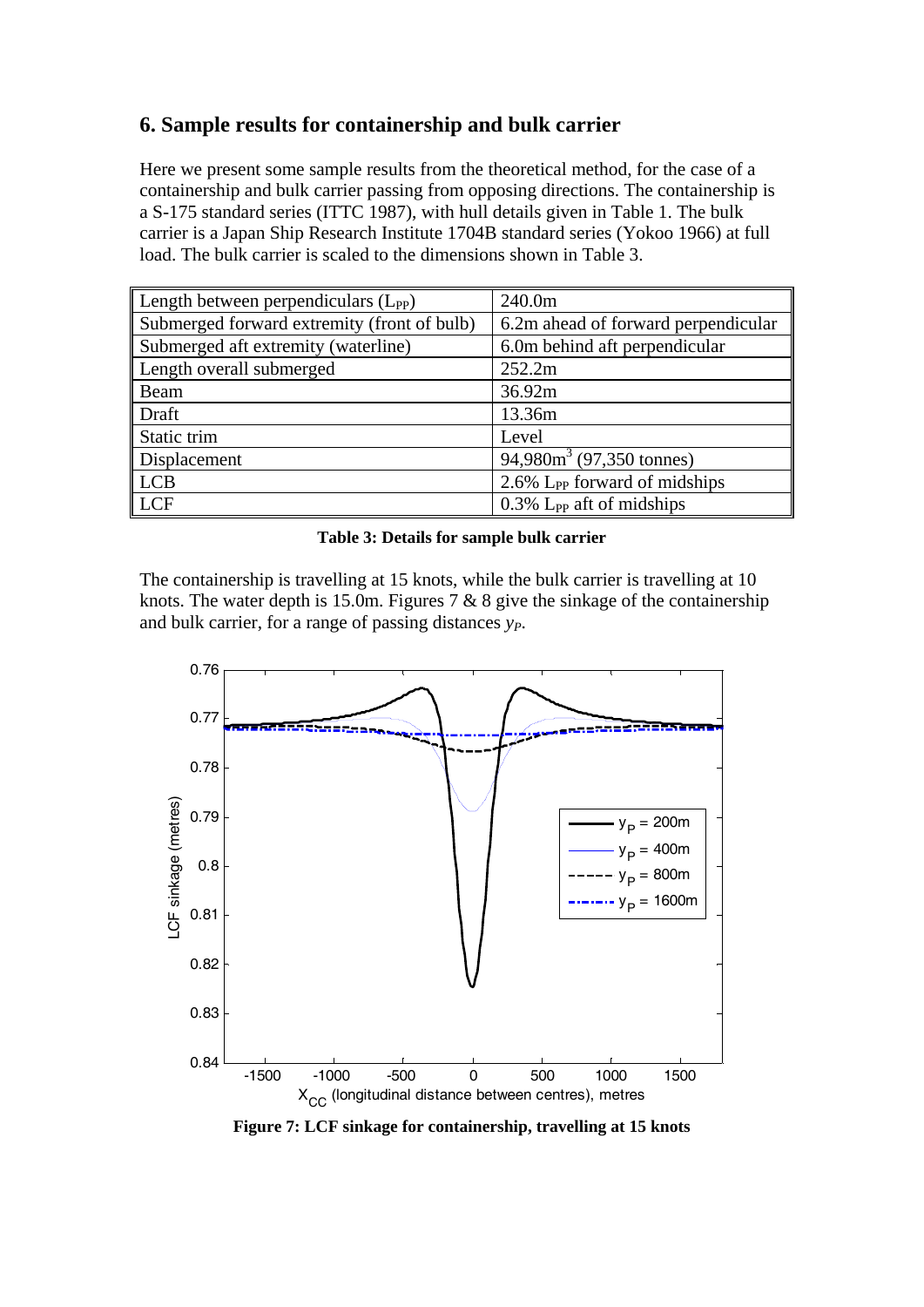## 6. Sample results for containership and bulk carrier

Here we present some sample results from the theoretical method, for the case of a containership and bulk carrier passing from opposing directions. The containership is a S-175 standard series (ITTC 1987), with hull details given in Table 1. The bulk carrier is a Japan Ship Research Institute 1704B standard series (Yokoo 1966) at full load. The bulk carrier is scaled to the dimensions shown in Table 3.

| | |
|---|---|
| Length between perpendiculars ($L_{PP}$) | 240.0m |
| Submerged forward extremity (front of bulb) | 6.2m ahead of forward perpendicular |
| Submerged aft extremity (waterline) | 6.0m behind aft perpendicular |
| Length overall submerged | 252.2m |
| Beam | 36.92m |
| Draft | 13.36m |
| Static trim | Level |
| Displacement | 94,980m$^3$ (97,350 tonnes) |
| LCB | 2.6% $L_{PP}$ forward of midships |
| LCF | 0.3% $L_{PP}$ aft of midships |

**Table 3: Details for sample bulk carrier**

The containership is travelling at 15 knots, while the bulk carrier is travelling at 10 knots. The water depth is 15.0m. Figures 7 & 8 give the sinkage of the containership and bulk carrier, for a range of passing distances $y_P$.

**Figure 7: LCF sinkage for containership, travelling at 15 knots**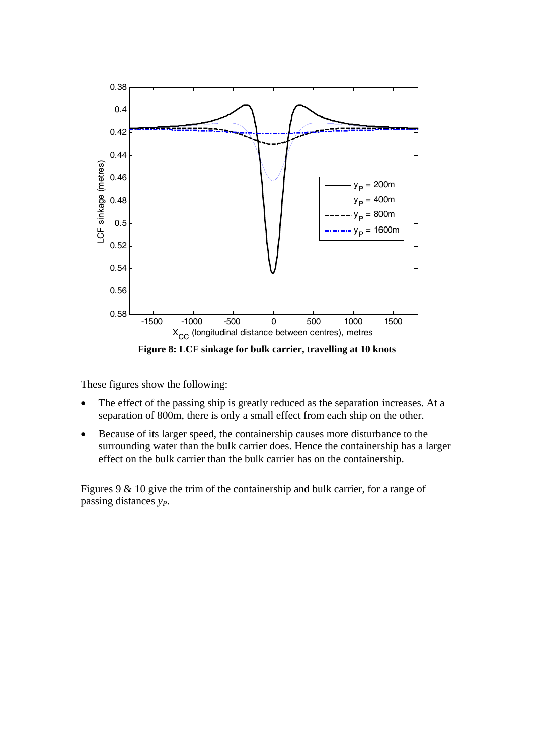**Figure 8: LCF sinkage for bulk carrier, travelling at 10 knots**

These figures show the following:

- The effect of the passing ship is greatly reduced as the separation increases. At a separation of 800m, there is only a small effect from each ship on the other.
- Because of its larger speed, the containership causes more disturbance to the surrounding water than the bulk carrier does. Hence the containership has a larger effect on the bulk carrier than the bulk carrier has on the containership.

Figures 9 & 10 give the trim of the containership and bulk carrier, for a range of passing distances $y_P$.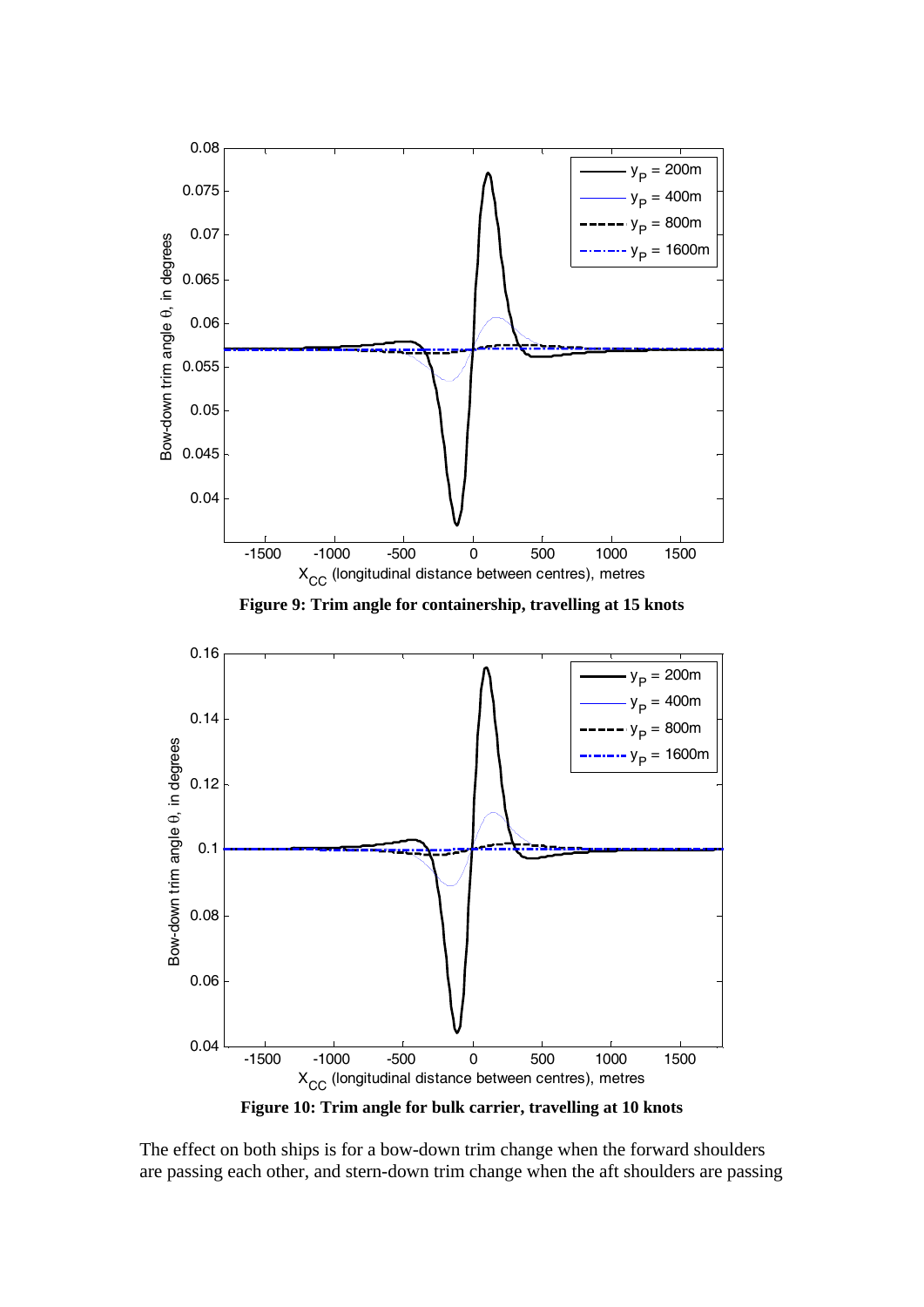**Figure 9: Trim angle for containership, travelling at 15 knots**

**Figure 10: Trim angle for bulk carrier, travelling at 10 knots**

The effect on both ships is for a bow-down trim change when the forward shoulders are passing each other, and stern-down trim change when the aft shoulders are passing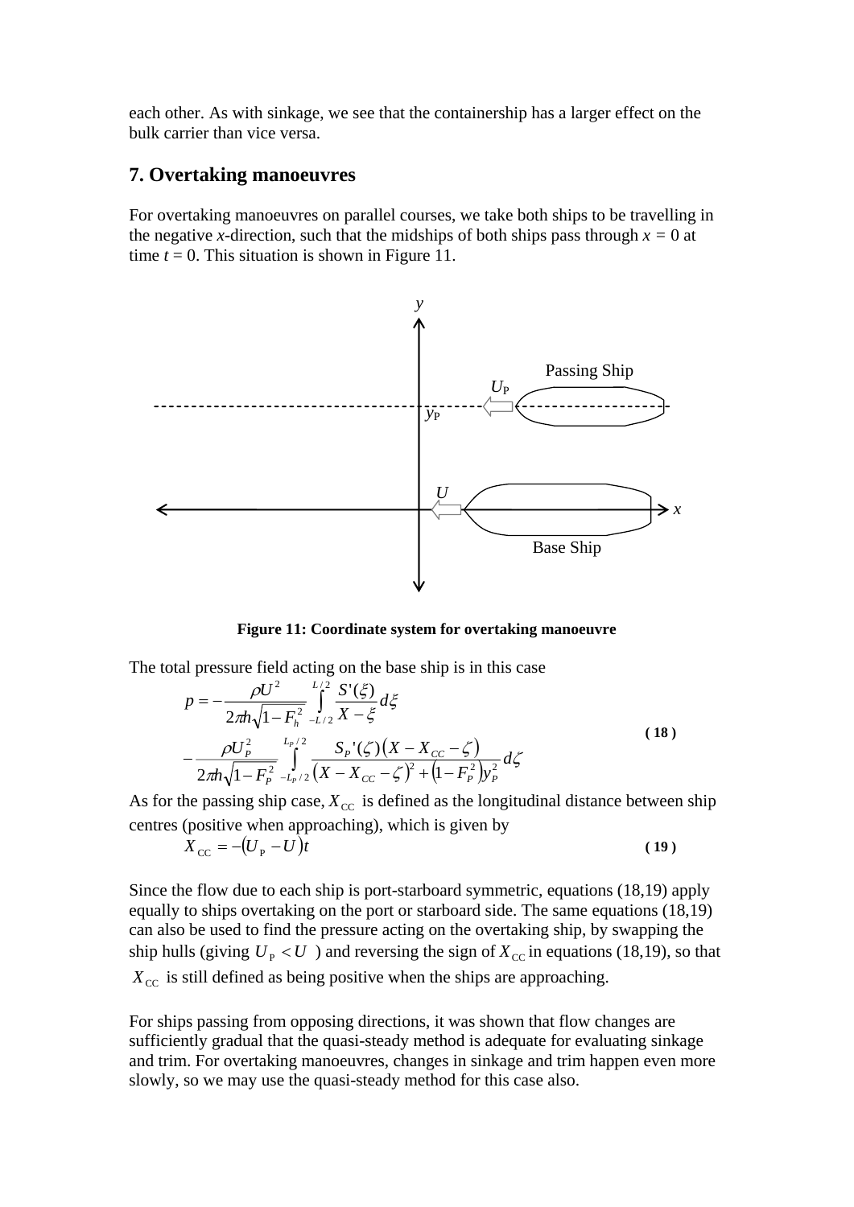each other. As with sinkage, we see that the containership has a larger effect on the bulk carrier than vice versa.

## 7. Overtaking manoeuvres

For overtaking manoeuvres on parallel courses, we take both ships to be travelling in the negative *x*-direction, such that the midships of both ships pass through $x = 0$ at time $t = 0$. This situation is shown in Figure 11.

**Figure 11: Coordinate system for overtaking manoeuvre**

The total pressure field acting on the base ship is in this case

$$
\begin{aligned}
p = & -\frac{\rho U^2}{2\pi h\sqrt{1-F_h^2}} \int_{-L/2}^{L/2} \frac{S'(\xi)}{X-\xi} d\xi \\
& -\frac{\rho U_P^2}{2\pi h\sqrt{1-F_P^2}} \int_{-L_P/2}^{L_P/2} \frac{S_P'(\zeta)\left(X - X_{CC} - \zeta\right)}{\left(X - X_{CC} - \zeta\right)^2 + \left(1-F_P^2\right)y_P^2} d\zeta
\end{aligned}
\tag{18}
$$

As for the passing ship case, $X_{\mathrm{CC}}$ is defined as the longitudinal distance between ship centres (positive when approaching), which is given by

$$
X_{\mathrm{CC}} = -\left(U_{\mathrm{P}} - U\right)t \tag{19}
$$

Since the flow due to each ship is port-starboard symmetric, equations (18,19) apply equally to ships overtaking on the port or starboard side. The same equations (18,19) can also be used to find the pressure acting on the overtaking ship, by swapping the ship hulls (giving $U_{\mathrm{P}} < U$ ) and reversing the sign of $X_{\mathrm{CC}}$ in equations (18,19), so that $X_{\mathrm{CC}}$ is still defined as being positive when the ships are approaching.

For ships passing from opposing directions, it was shown that flow changes are sufficiently gradual that the quasi-steady method is adequate for evaluating sinkage and trim. For overtaking manoeuvres, changes in sinkage and trim happen even more slowly, so we may use the quasi-steady method for this case also.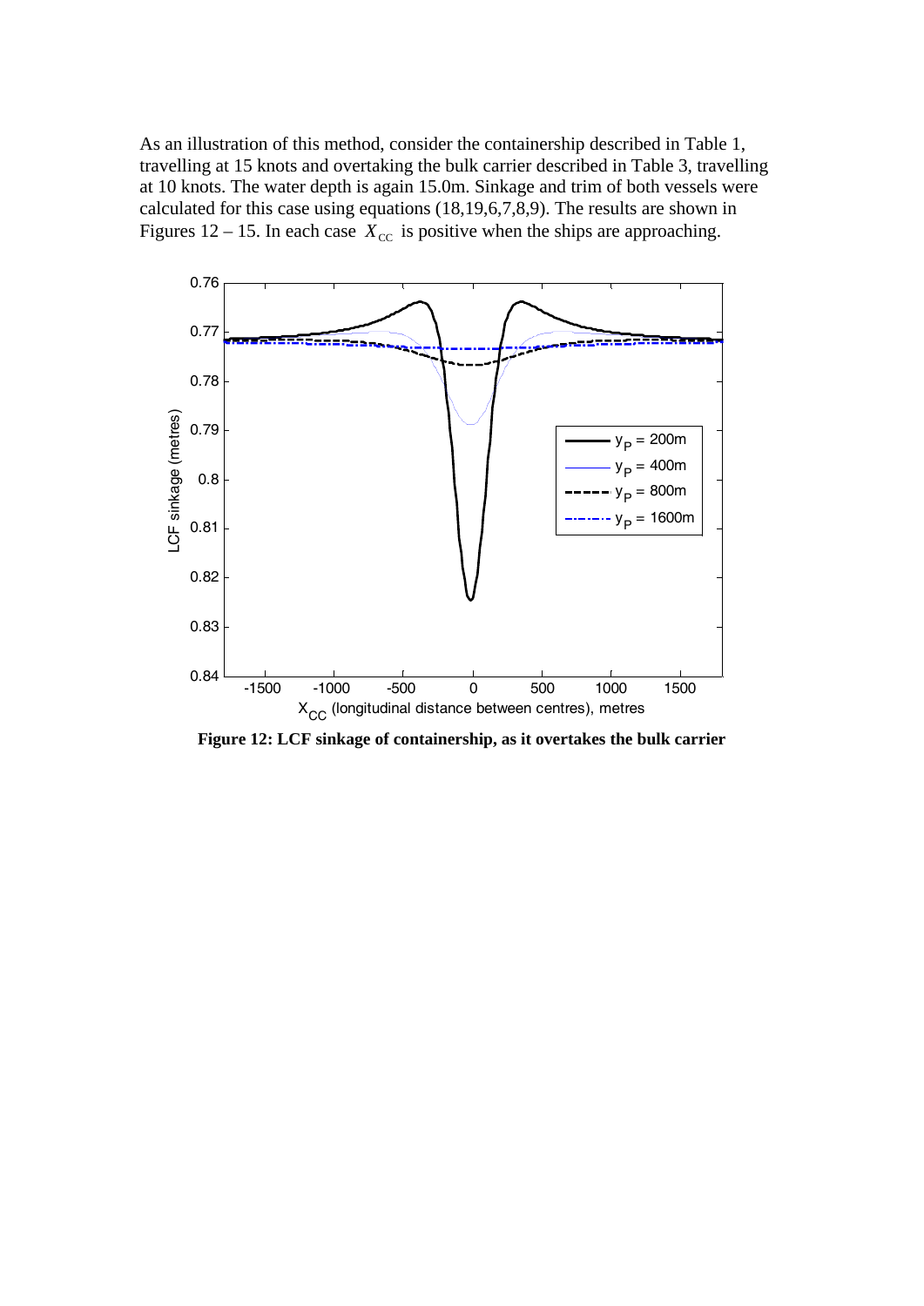As an illustration of this method, consider the containership described in Table 1, travelling at 15 knots and overtaking the bulk carrier described in Table 3, travelling at 10 knots. The water depth is again 15.0m. Sinkage and trim of both vessels were calculated for this case using equations (18,19,6,7,8,9). The results are shown in Figures 12 – 15. In each case $X_{CC}$ is positive when the ships are approaching.

**Figure 12: LCF sinkage of containership, as it overtakes the bulk carrier**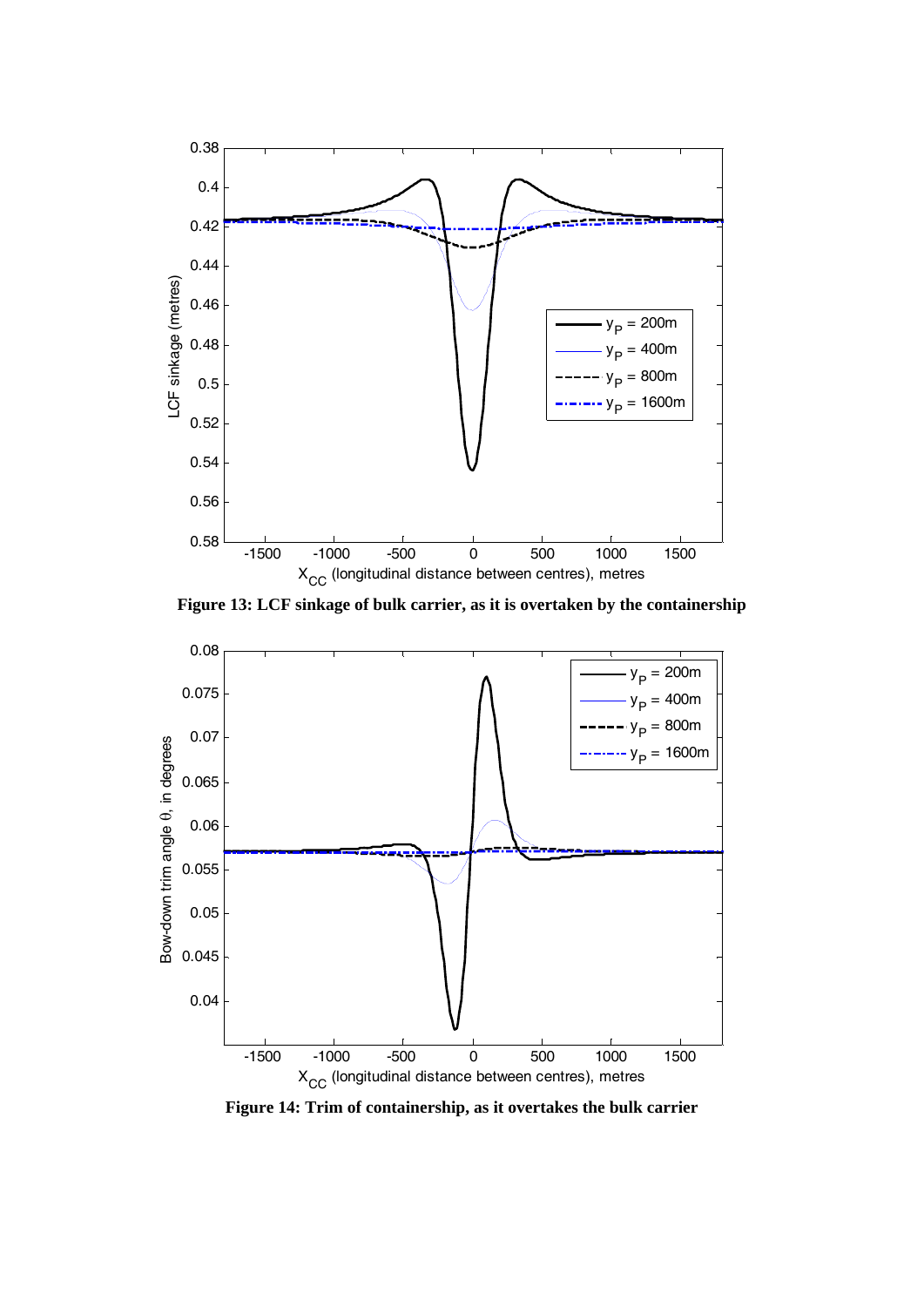Figure 13: LCF sinkage of bulk carrier, as it is overtaken by the containership

Figure 14: Trim of containership, as it overtakes the bulk carrier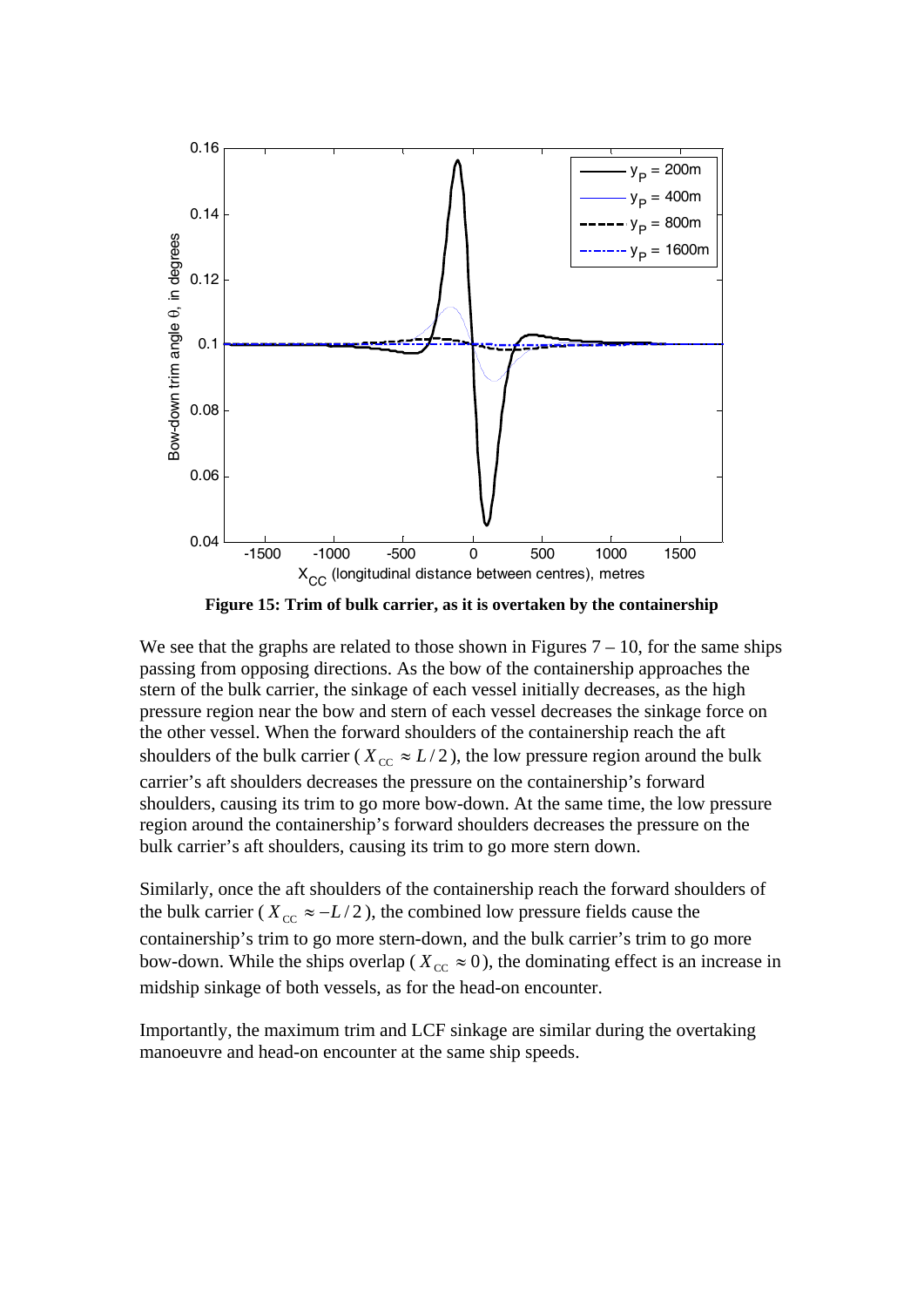**Figure 15: Trim of bulk carrier, as it is overtaken by the containership**

We see that the graphs are related to those shown in Figures 7 – 10, for the same ships passing from opposing directions. As the bow of the containership approaches the stern of the bulk carrier, the sinkage of each vessel initially decreases, as the high pressure region near the bow and stern of each vessel decreases the sinkage force on the other vessel. When the forward shoulders of the containership reach the aft shoulders of the bulk carrier ($X_{CC} \approx L/2$), the low pressure region around the bulk carrier's aft shoulders decreases the pressure on the containership's forward shoulders, causing its trim to go more bow-down. At the same time, the low pressure region around the containership's forward shoulders decreases the pressure on the bulk carrier's aft shoulders, causing its trim to go more stern down.

Similarly, once the aft shoulders of the containership reach the forward shoulders of the bulk carrier ($X_{CC} \approx -L/2$), the combined low pressure fields cause the containership's trim to go more stern-down, and the bulk carrier's trim to go more bow-down. While the ships overlap ($X_{CC} \approx 0$), the dominating effect is an increase in midship sinkage of both vessels, as for the head-on encounter.

Importantly, the maximum trim and LCF sinkage are similar during the overtaking manoeuvre and head-on encounter at the same ship speeds.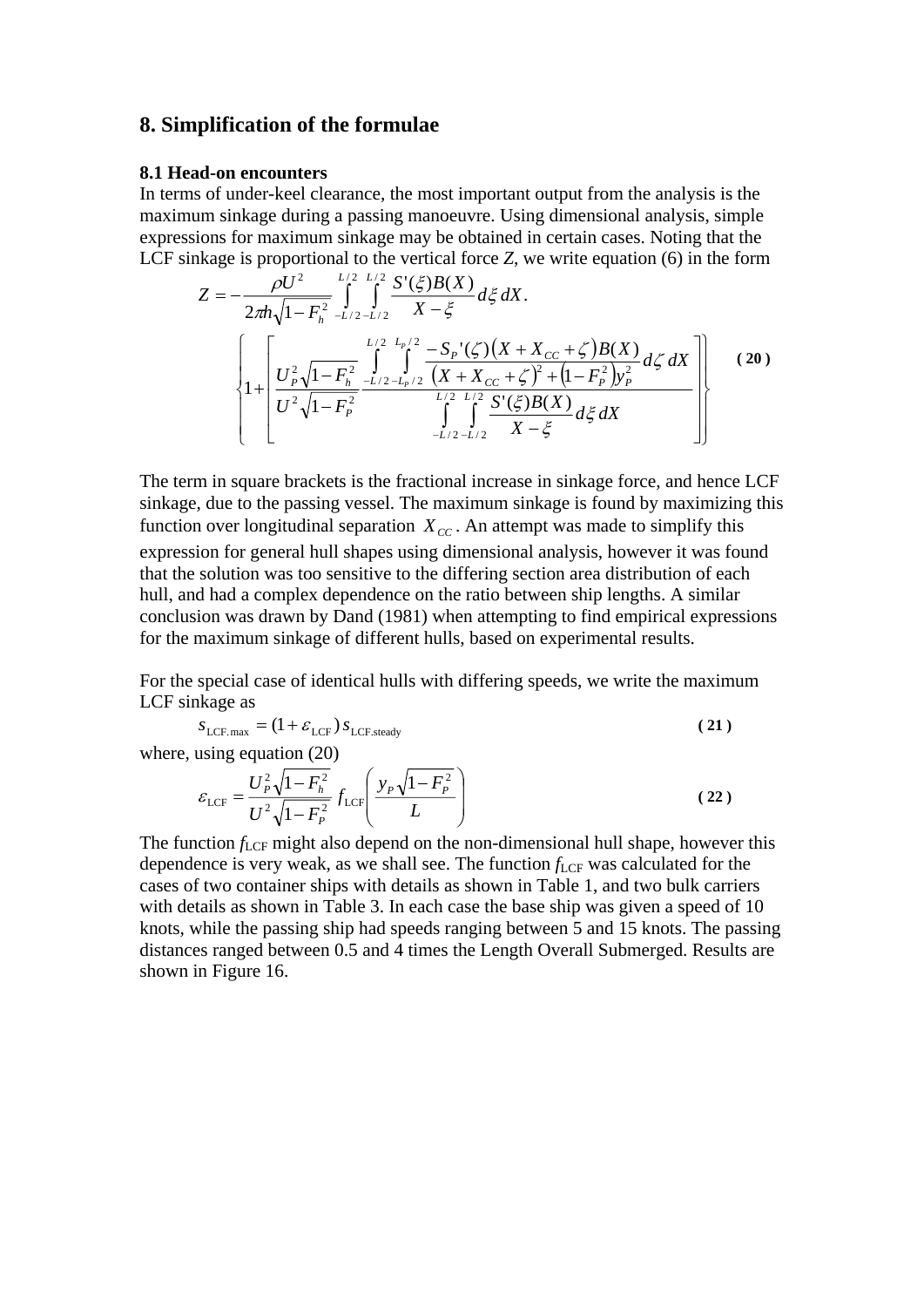## 8. Simplification of the formulae

### 8.1 Head-on encounters

In terms of under-keel clearance, the most important output from the analysis is the maximum sinkage during a passing manoeuvre. Using dimensional analysis, simple expressions for maximum sinkage may be obtained in certain cases. Noting that the LCF sinkage is proportional to the vertical force *Z*, we write equation (6) in the form

$$Z = -\frac{\rho U^2}{2\pi h\sqrt{1-F_h^2}} \int_{-L/2}^{L/2}\int_{-L/2}^{L/2} \frac{S'(\xi)B(X)}{X-\xi}\, d\xi\, dX \,. \left\{ 1 + \left[ \frac{U_P^2\sqrt{1-F_h^2}}{U^2\sqrt{1-F_P^2}} \frac{\displaystyle\int_{-L/2}^{L/2}\int_{-L_P/2}^{L_P/2} \frac{-S_P'(\zeta)\left(X+X_{CC}+\zeta\right)B(X)}{\left(X+X_{CC}+\zeta\right)^2+\left(1-F_P^2\right)y_P^2}\, d\zeta\, dX}{\displaystyle\int_{-L/2}^{L/2}\int_{-L/2}^{L/2} \frac{S'(\xi)B(X)}{X-\xi}\, d\xi\, dX} \right] \right\} \quad (20)$$

The term in square brackets is the fractional increase in sinkage force, and hence LCF sinkage, due to the passing vessel. The maximum sinkage is found by maximizing this function over longitudinal separation $X_{CC}$. An attempt was made to simplify this expression for general hull shapes using dimensional analysis, however it was found that the solution was too sensitive to the differing section area distribution of each hull, and had a complex dependence on the ratio between ship lengths. A similar conclusion was drawn by Dand (1981) when attempting to find empirical expressions for the maximum sinkage of different hulls, based on experimental results.

For the special case of identical hulls with differing speeds, we write the maximum LCF sinkage as

$$s_{\mathrm{LCF.max}} = (1+\varepsilon_{\mathrm{LCF}})\, s_{\mathrm{LCF.steady}} \quad (21)$$

where, using equation (20)

$$\varepsilon_{\mathrm{LCF}} = \frac{U_P^2\sqrt{1-F_h^2}}{U^2\sqrt{1-F_P^2}}\, f_{\mathrm{LCF}}\left(\frac{y_P\sqrt{1-F_P^2}}{L}\right) \quad (22)$$

The function $f_{\mathrm{LCF}}$ might also depend on the non-dimensional hull shape, however this dependence is very weak, as we shall see. The function $f_{\mathrm{LCF}}$ was calculated for the cases of two container ships with details as shown in Table 1, and two bulk carriers with details as shown in Table 3. In each case the base ship was given a speed of 10 knots, while the passing ship had speeds ranging between 5 and 15 knots. The passing distances ranged between 0.5 and 4 times the Length Overall Submerged. Results are shown in Figure 16.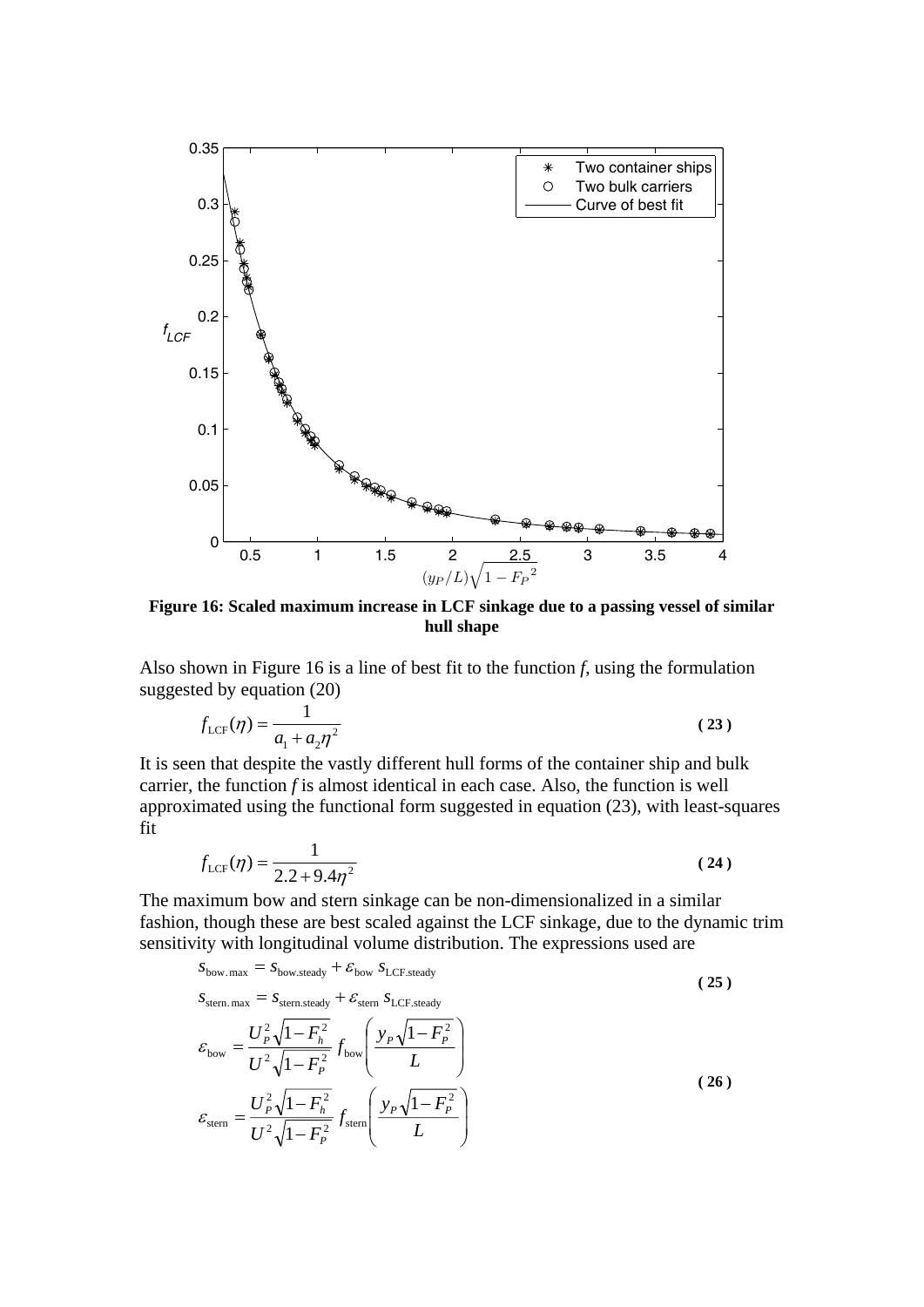**Figure 16: Scaled maximum increase in LCF sinkage due to a passing vessel of similar hull shape**

Also shown in Figure 16 is a line of best fit to the function *f*, using the formulation suggested by equation (20)

$$f_{\text{LCF}}(\eta) = \frac{1}{a_1 + a_2\eta^2} \tag{23}$$

It is seen that despite the vastly different hull forms of the container ship and bulk carrier, the function *f* is almost identical in each case. Also, the function is well approximated using the functional form suggested in equation (23), with least-squares fit

$$f_{\text{LCF}}(\eta) = \frac{1}{2.2 + 9.4\eta^2} \tag{24}$$

The maximum bow and stern sinkage can be non-dimensionalized in a similar fashion, though these are best scaled against the LCF sinkage, due to the dynamic trim sensitivity with longitudinal volume distribution. The expressions used are

$$\begin{aligned} s_{\text{bow.max}} &= s_{\text{bow.steady}} + \varepsilon_{\text{bow}}\, s_{\text{LCF.steady}} \\ s_{\text{stern.max}} &= s_{\text{stern.steady}} + \varepsilon_{\text{stern}}\, s_{\text{LCF.steady}} \end{aligned} \tag{25}$$

$$\begin{aligned} \varepsilon_{\text{bow}} &= \frac{U_P^2\sqrt{1-F_h^2}}{U^2\sqrt{1-F_P^2}}\, f_{\text{bow}}\left(\frac{y_P\sqrt{1-F_P^2}}{L}\right) \\ \varepsilon_{\text{stern}} &= \frac{U_P^2\sqrt{1-F_h^2}}{U^2\sqrt{1-F_P^2}}\, f_{\text{stern}}\left(\frac{y_P\sqrt{1-F_P^2}}{L}\right) \end{aligned} \tag{26}$$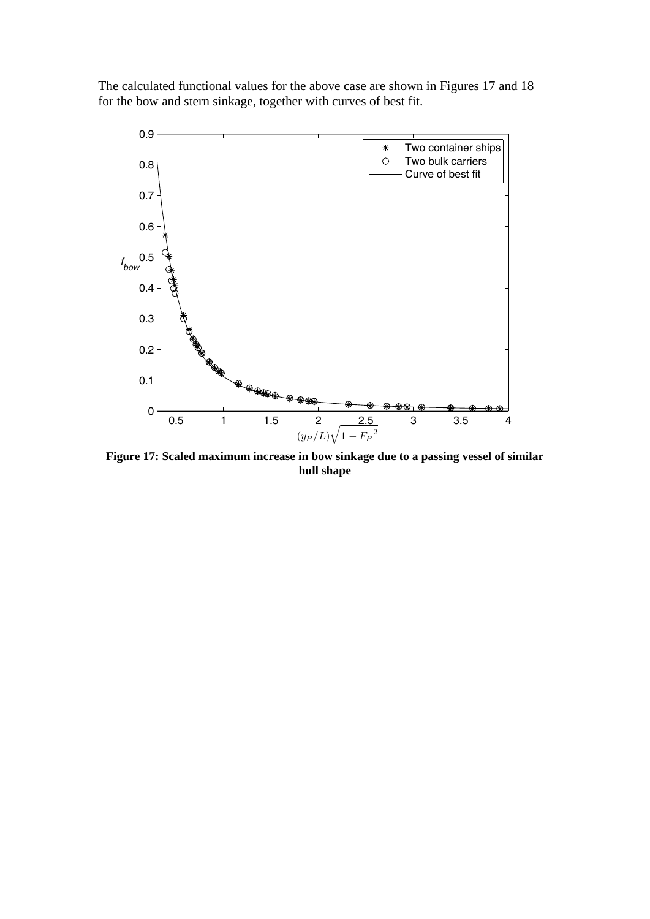The calculated functional values for the above case are shown in Figures 17 and 18 for the bow and stern sinkage, together with curves of best fit.

**Figure 17: Scaled maximum increase in bow sinkage due to a passing vessel of similar hull shape**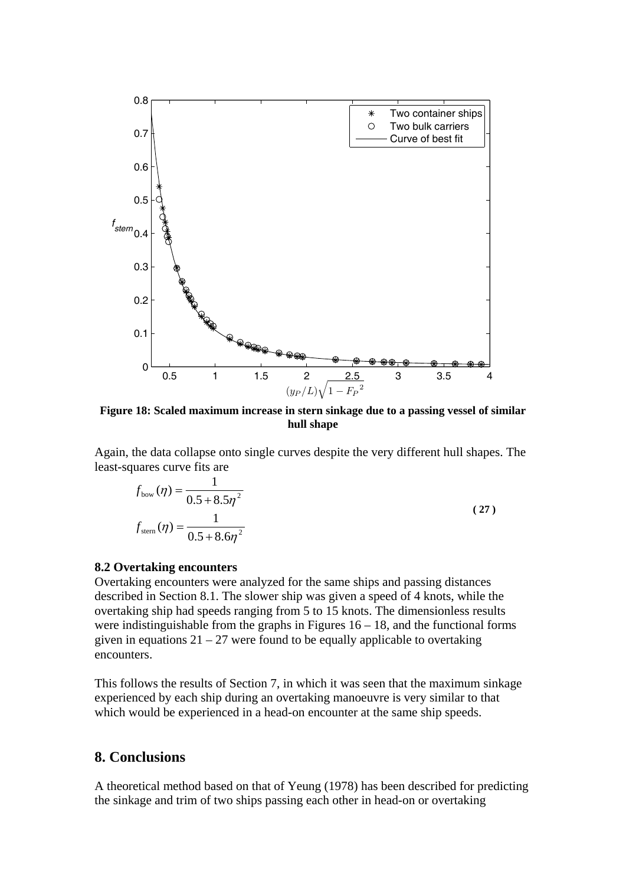**Figure 18: Scaled maximum increase in stern sinkage due to a passing vessel of similar hull shape**

Again, the data collapse onto single curves despite the very different hull shapes. The least-squares curve fits are

$$
\begin{aligned}
f_{\text{bow}}(\eta) &= \frac{1}{0.5 + 8.5\eta^2} \\
f_{\text{stern}}(\eta) &= \frac{1}{0.5 + 8.6\eta^2}
\end{aligned}
\qquad (27)
$$

**8.2 Overtaking encounters**

Overtaking encounters were analyzed for the same ships and passing distances described in Section 8.1. The slower ship was given a speed of 4 knots, while the overtaking ship had speeds ranging from 5 to 15 knots. The dimensionless results were indistinguishable from the graphs in Figures 16 – 18, and the functional forms given in equations 21 – 27 were found to be equally applicable to overtaking encounters.

This follows the results of Section 7, in which it was seen that the maximum sinkage experienced by each ship during an overtaking manoeuvre is very similar to that which would be experienced in a head-on encounter at the same ship speeds.

## 8. Conclusions

A theoretical method based on that of Yeung (1978) has been described for predicting the sinkage and trim of two ships passing each other in head-on or overtaking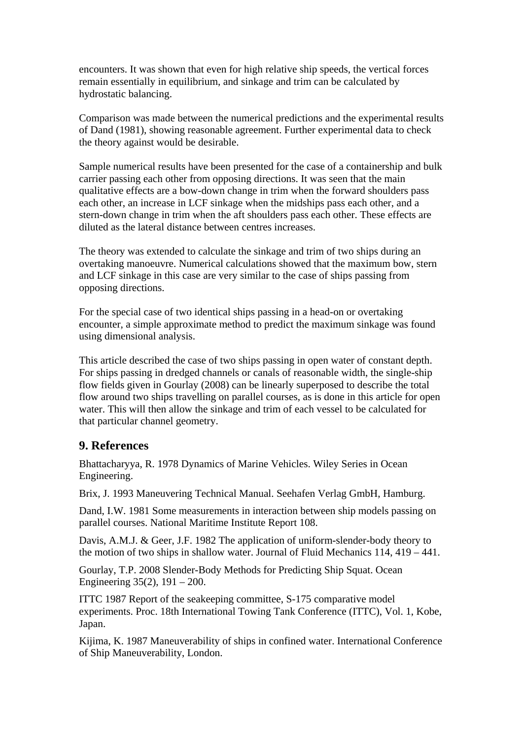encounters. It was shown that even for high relative ship speeds, the vertical forces remain essentially in equilibrium, and sinkage and trim can be calculated by hydrostatic balancing.

Comparison was made between the numerical predictions and the experimental results of Dand (1981), showing reasonable agreement. Further experimental data to check the theory against would be desirable.

Sample numerical results have been presented for the case of a containership and bulk carrier passing each other from opposing directions. It was seen that the main qualitative effects are a bow-down change in trim when the forward shoulders pass each other, an increase in LCF sinkage when the midships pass each other, and a stern-down change in trim when the aft shoulders pass each other. These effects are diluted as the lateral distance between centres increases.

The theory was extended to calculate the sinkage and trim of two ships during an overtaking manoeuvre. Numerical calculations showed that the maximum bow, stern and LCF sinkage in this case are very similar to the case of ships passing from opposing directions.

For the special case of two identical ships passing in a head-on or overtaking encounter, a simple approximate method to predict the maximum sinkage was found using dimensional analysis.

This article described the case of two ships passing in open water of constant depth. For ships passing in dredged channels or canals of reasonable width, the single-ship flow fields given in Gourlay (2008) can be linearly superposed to describe the total flow around two ships travelling on parallel courses, as is done in this article for open water. This will then allow the sinkage and trim of each vessel to be calculated for that particular channel geometry.

## 9. References

Bhattacharyya, R. 1978 Dynamics of Marine Vehicles. Wiley Series in Ocean Engineering.

Brix, J. 1993 Maneuvering Technical Manual. Seehafen Verlag GmbH, Hamburg.

Dand, I.W. 1981 Some measurements in interaction between ship models passing on parallel courses. National Maritime Institute Report 108.

Davis, A.M.J. & Geer, J.F. 1982 The application of uniform-slender-body theory to the motion of two ships in shallow water. Journal of Fluid Mechanics 114, 419 – 441.

Gourlay, T.P. 2008 Slender-Body Methods for Predicting Ship Squat. Ocean Engineering 35(2), 191 – 200.

ITTC 1987 Report of the seakeeping committee, S-175 comparative model experiments. Proc. 18th International Towing Tank Conference (ITTC), Vol. 1, Kobe, Japan.

Kijima, K. 1987 Maneuverability of ships in confined water. International Conference of Ship Maneuverability, London.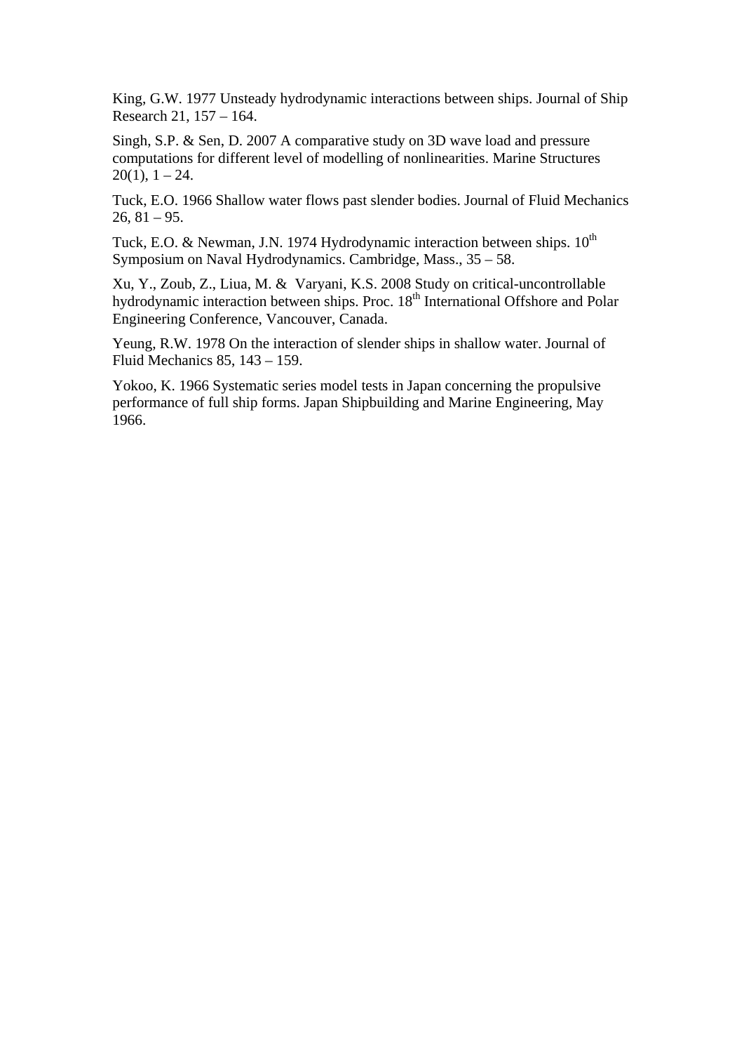King, G.W. 1977 Unsteady hydrodynamic interactions between ships. Journal of Ship Research 21, 157 – 164.

Singh, S.P. & Sen, D. 2007 A comparative study on 3D wave load and pressure computations for different level of modelling of nonlinearities. Marine Structures 20(1), 1 – 24.

Tuck, E.O. 1966 Shallow water flows past slender bodies. Journal of Fluid Mechanics 26, 81 – 95.

Tuck, E.O. & Newman, J.N. 1974 Hydrodynamic interaction between ships. 10th Symposium on Naval Hydrodynamics. Cambridge, Mass., 35 – 58.

Xu, Y., Zoub, Z., Liua, M. & Varyani, K.S. 2008 Study on critical-uncontrollable hydrodynamic interaction between ships. Proc. 18th International Offshore and Polar Engineering Conference, Vancouver, Canada.

Yeung, R.W. 1978 On the interaction of slender ships in shallow water. Journal of Fluid Mechanics 85, 143 – 159.

Yokoo, K. 1966 Systematic series model tests in Japan concerning the propulsive performance of full ship forms. Japan Shipbuilding and Marine Engineering, May 1966.